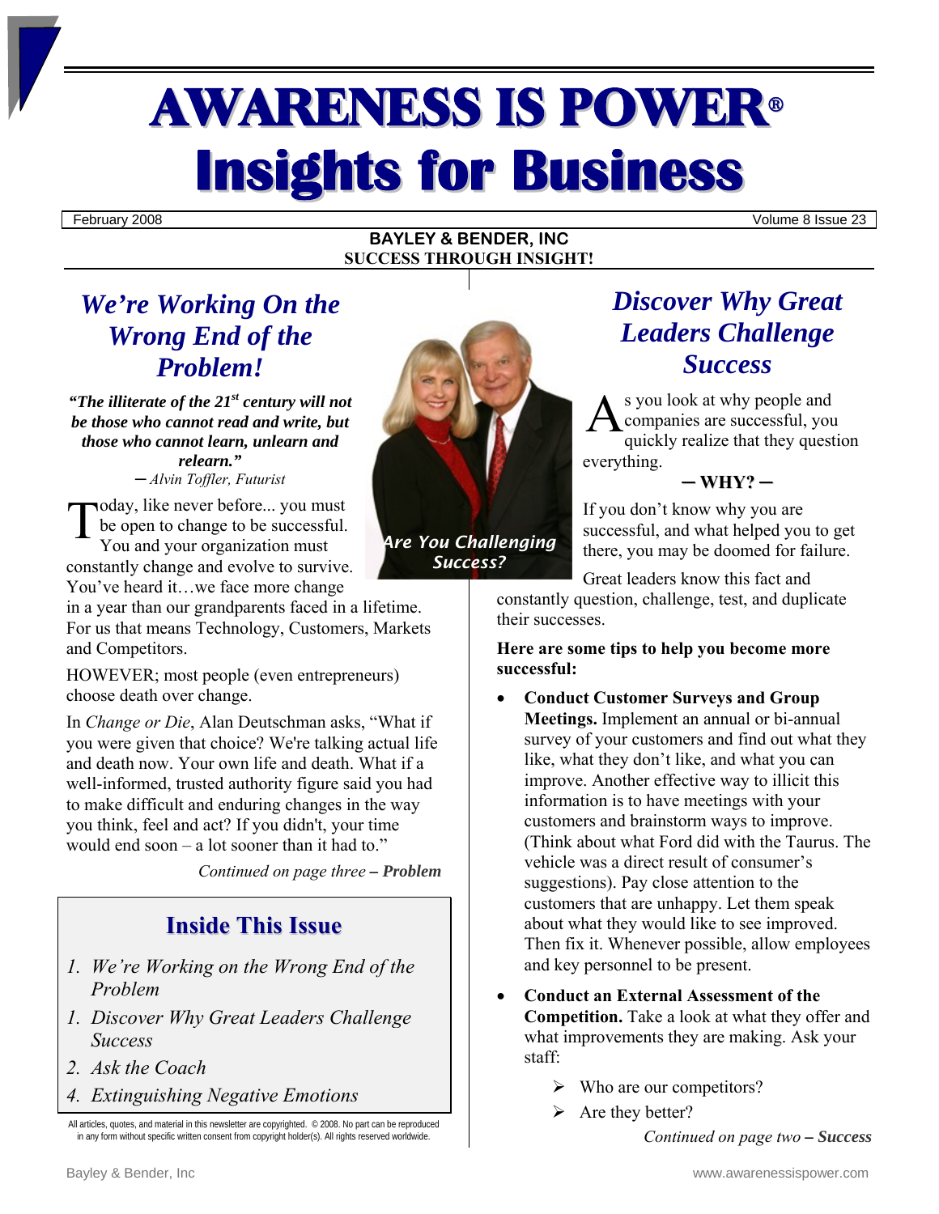# AWARENESS IS POWER®
# Insights for Business

February 2008 — Volume 8 Issue 23

**BAYLEY & BENDER, INC**
**SUCCESS THROUGH INSIGHT!**

## We're Working On the Wrong End of the Problem!

***"The illiterate of the 21st century will not be those who cannot read and write, but those who cannot learn, unlearn and relearn."***
*– Alvin Toffler, Futurist*

Today, like never before... you must be open to change to be successful. You and your organization must constantly change and evolve to survive. You've heard it…we face more change in a year than our grandparents faced in a lifetime. For us that means Technology, Customers, Markets and Competitors.

HOWEVER; most people (even entrepreneurs) choose death over change.

In *Change or Die*, Alan Deutschman asks, "What if you were given that choice? We're talking actual life and death now. Your own life and death. What if a well-informed, trusted authority figure said you had to make difficult and enduring changes in the way you think, feel and act? If you didn't, your time would end soon – a lot sooner than it had to."

*Continued on page three* ***– Problem***

### Inside This Issue

1. *We're Working on the Wrong End of the Problem*
1. *Discover Why Great Leaders Challenge Success*
2. *Ask the Coach*
4. *Extinguishing Negative Emotions*

All articles, quotes, and material in this newsletter are copyrighted. © 2008. No part can be reproduced in any form without specific written consent from copyright holder(s). All rights reserved worldwide.

*Are You Challenging Success?*

## Discover Why Great Leaders Challenge Success

As you look at why people and companies are successful, you quickly realize that they question everything.

**– WHY? –**

If you don't know why you are successful, and what helped you to get there, you may be doomed for failure.

Great leaders know this fact and constantly question, challenge, test, and duplicate their successes.

**Here are some tips to help you become more successful:**

- **Conduct Customer Surveys and Group Meetings.** Implement an annual or bi-annual survey of your customers and find out what they like, what they don't like, and what you can improve. Another effective way to illicit this information is to have meetings with your customers and brainstorm ways to improve. (Think about what Ford did with the Taurus. The vehicle was a direct result of consumer's suggestions). Pay close attention to the customers that are unhappy. Let them speak about what they would like to see improved. Then fix it. Whenever possible, allow employees and key personnel to be present.
- **Conduct an External Assessment of the Competition.** Take a look at what they offer and what improvements they are making. Ask your staff:
  - Who are our competitors?
  - Are they better?

*Continued on page two* ***– Success***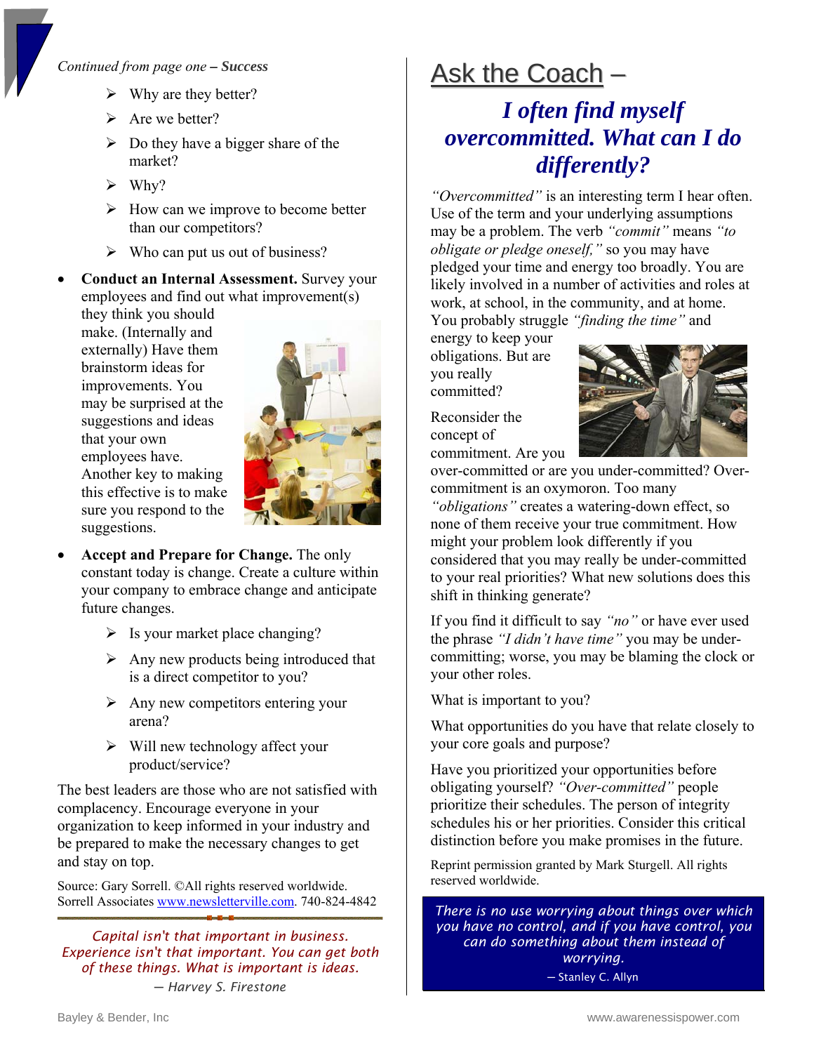*Continued from page one – **Success***

- Why are they better?
- Are we better?
- Do they have a bigger share of the market?
- Why?
- How can we improve to become better than our competitors?
- Who can put us out of business?

- **Conduct an Internal Assessment.** Survey your employees and find out what improvement(s) they think you should make. (Internally and externally) Have them brainstorm ideas for improvements. You may be surprised at the suggestions and ideas that your own employees have. Another key to making this effective is to make sure you respond to the suggestions.

- **Accept and Prepare for Change.** The only constant today is change. Create a culture within your company to embrace change and anticipate future changes.
  - Is your market place changing?
  - Any new products being introduced that is a direct competitor to you?
  - Any new competitors entering your arena?
  - Will new technology affect your product/service?

The best leaders are those who are not satisfied with complacency. Encourage everyone in your organization to keep informed in your industry and be prepared to make the necessary changes to get and stay on top.

Source: Gary Sorrell. ©All rights reserved worldwide. Sorrell Associates www.newsletterville.com. 740-824-4842

*Capital isn't that important in business. Experience isn't that important. You can get both of these things. What is important is ideas.*

*— Harvey S. Firestone*

## Ask the Coach –

### *I often find myself overcommitted. What can I do differently?*

*"Overcommitted"* is an interesting term I hear often. Use of the term and your underlying assumptions may be a problem. The verb *"commit"* means *"to obligate or pledge oneself,"* so you may have pledged your time and energy too broadly. You are likely involved in a number of activities and roles at work, at school, in the community, and at home. You probably struggle *"finding the time"* and energy to keep your obligations. But are you really committed?

Reconsider the concept of commitment. Are you over-committed or are you under-committed? Over-commitment is an oxymoron. Too many *"obligations"* creates a watering-down effect, so none of them receive your true commitment. How might your problem look differently if you considered that you may really be under-committed to your real priorities? What new solutions does this shift in thinking generate?

If you find it difficult to say *"no"* or have ever used the phrase *"I didn't have time"* you may be under-committing; worse, you may be blaming the clock or your other roles.

What is important to you?

What opportunities do you have that relate closely to your core goals and purpose?

Have you prioritized your opportunities before obligating yourself? *"Over-committed"* people prioritize their schedules. The person of integrity schedules his or her priorities. Consider this critical distinction before you make promises in the future.

Reprint permission granted by Mark Sturgell. All rights reserved worldwide.

*There is no use worrying about things over which you have no control, and if you have control, you can do something about them instead of worrying.*

— Stanley C. Allyn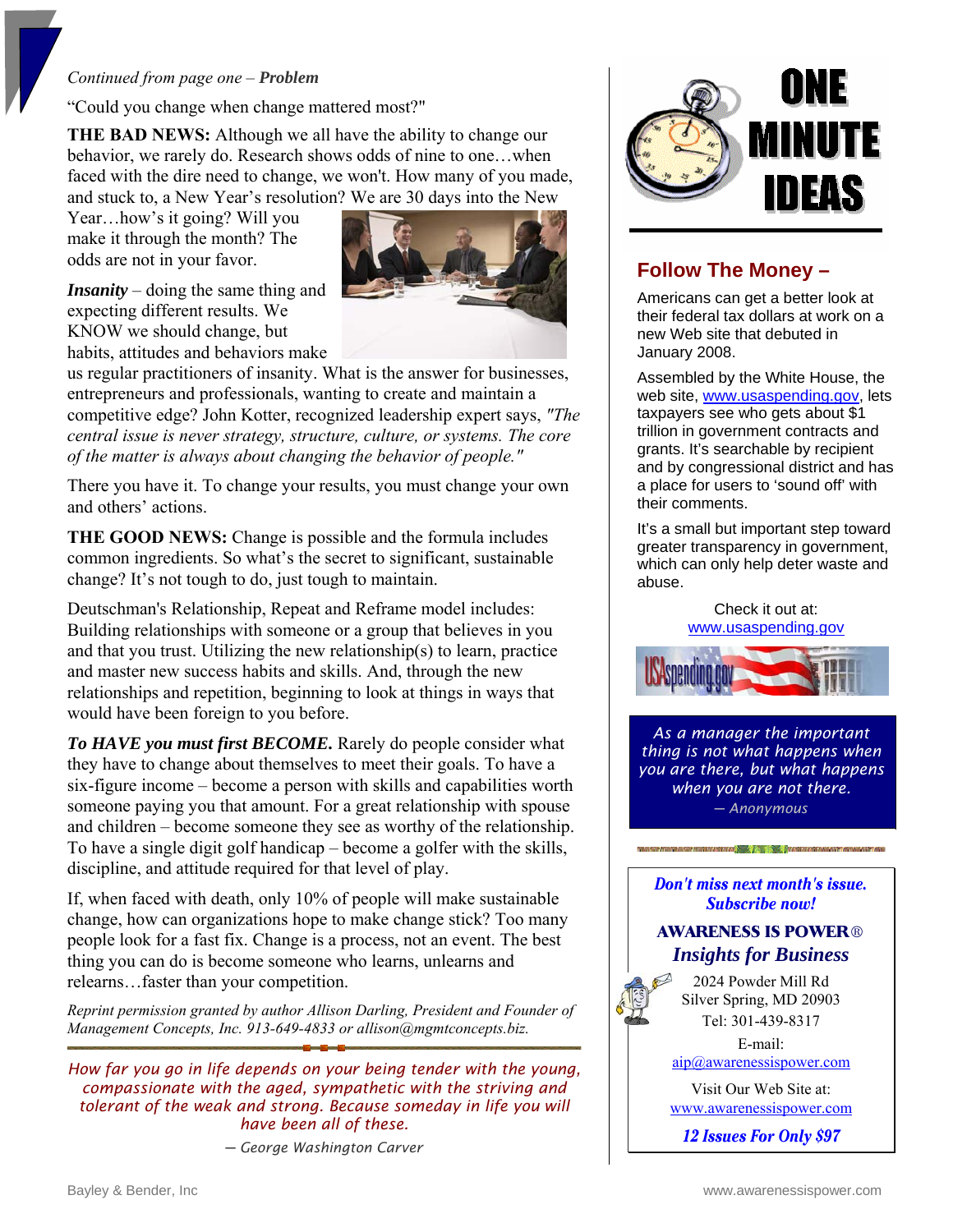*Continued from page one – **Problem***

"Could you change when change mattered most?"

**THE BAD NEWS:** Although we all have the ability to change our behavior, we rarely do. Research shows odds of nine to one…when faced with the dire need to change, we won't. How many of you made, and stuck to, a New Year's resolution? We are 30 days into the New Year…how's it going? Will you make it through the month? The odds are not in your favor.

***Insanity*** – doing the same thing and expecting different results. We KNOW we should change, but habits, attitudes and behaviors make us regular practitioners of insanity. What is the answer for businesses, entrepreneurs and professionals, wanting to create and maintain a competitive edge? John Kotter, recognized leadership expert says, *"The central issue is never strategy, structure, culture, or systems. The core of the matter is always about changing the behavior of people."*

There you have it. To change your results, you must change your own and others' actions.

**THE GOOD NEWS:** Change is possible and the formula includes common ingredients. So what's the secret to significant, sustainable change? It's not tough to do, just tough to maintain.

Deutschman's Relationship, Repeat and Reframe model includes: Building relationships with someone or a group that believes in you and that you trust. Utilizing the new relationship(s) to learn, practice and master new success habits and skills. And, through the new relationships and repetition, beginning to look at things in ways that would have been foreign to you before.

***To HAVE you must first BECOME.*** Rarely do people consider what they have to change about themselves to meet their goals. To have a six-figure income – become a person with skills and capabilities worth someone paying you that amount. For a great relationship with spouse and children – become someone they see as worthy of the relationship. To have a single digit golf handicap – become a golfer with the skills, discipline, and attitude required for that level of play.

If, when faced with death, only 10% of people will make sustainable change, how can organizations hope to make change stick? Too many people look for a fast fix. Change is a process, not an event. The best thing you can do is become someone who learns, unlearns and relearns…faster than your competition.

*Reprint permission granted by author Allison Darling, President and Founder of Management Concepts, Inc. 913-649-4833 or allison@mgmtconcepts.biz.*

*How far you go in life depends on your being tender with the young, compassionate with the aged, sympathetic with the striving and tolerant of the weak and strong. Because someday in life you will have been all of these.*

*— George Washington Carver*

# ONE MINUTE IDEAS

## Follow The Money –

Americans can get a better look at their federal tax dollars at work on a new Web site that debuted in January 2008.

Assembled by the White House, the web site, www.usaspending.gov, lets taxpayers see who gets about $1 trillion in government contracts and grants. It's searchable by recipient and by congressional district and has a place for users to 'sound off' with their comments.

It's a small but important step toward greater transparency in government, which can only help deter waste and abuse.

Check it out at:
www.usaspending.gov

*As a manager the important thing is not what happens when you are there, but what happens when you are not there.*

*— Anonymous*

***Don't miss next month's issue. Subscribe now!***

**AWARENESS IS POWER®**

***Insights for Business***

2024 Powder Mill Rd
Silver Spring, MD 20903
Tel: 301-439-8317

E-mail:
aip@awarenessispower.com

Visit Our Web Site at:
www.awarenessispower.com

***12 Issues For Only $97***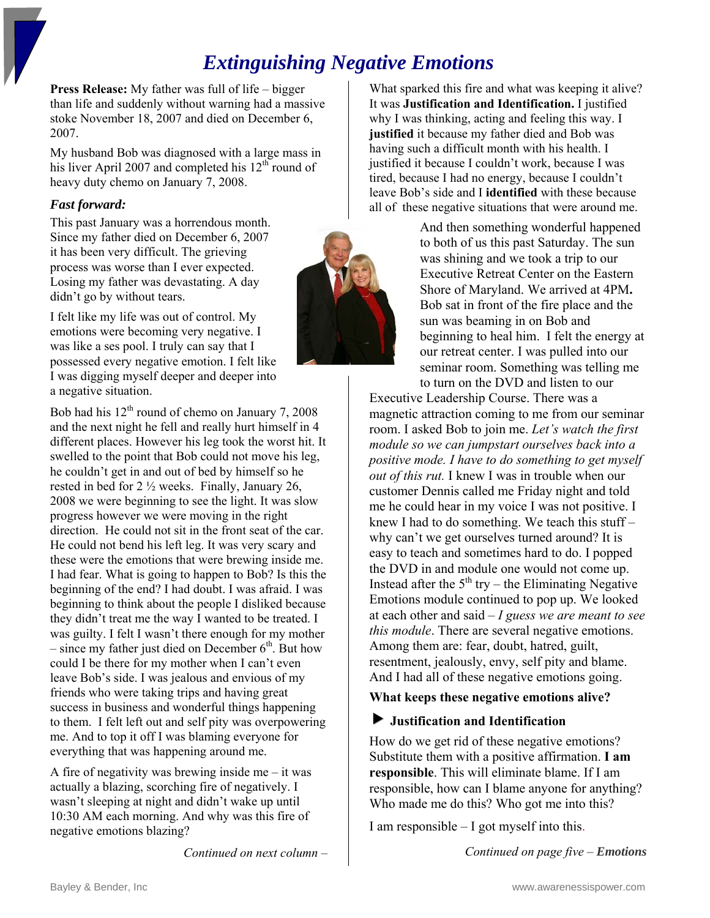# *Extinguishing Negative Emotions*

**Press Release:** My father was full of life – bigger than life and suddenly without warning had a massive stoke November 18, 2007 and died on December 6, 2007.

My husband Bob was diagnosed with a large mass in his liver April 2007 and completed his 12th round of heavy duty chemo on January 7, 2008.

### *Fast forward:*

This past January was a horrendous month. Since my father died on December 6, 2007 it has been very difficult. The grieving process was worse than I ever expected. Losing my father was devastating. A day didn't go by without tears.

I felt like my life was out of control. My emotions were becoming very negative. I was like a ses pool. I truly can say that I possessed every negative emotion. I felt like I was digging myself deeper and deeper into a negative situation.

Bob had his 12th round of chemo on January 7, 2008 and the next night he fell and really hurt himself in 4 different places. However his leg took the worst hit. It swelled to the point that Bob could not move his leg, he couldn't get in and out of bed by himself so he rested in bed for 2 ½ weeks. Finally, January 26, 2008 we were beginning to see the light. It was slow progress however we were moving in the right direction. He could not sit in the front seat of the car. He could not bend his left leg. It was very scary and these were the emotions that were brewing inside me. I had fear. What is going to happen to Bob? Is this the beginning of the end? I had doubt. I was afraid. I was beginning to think about the people I disliked because they didn't treat me the way I wanted to be treated. I was guilty. I felt I wasn't there enough for my mother – since my father just died on December 6th. But how could I be there for my mother when I can't even leave Bob's side. I was jealous and envious of my friends who were taking trips and having great success in business and wonderful things happening to them. I felt left out and self pity was overpowering me. And to top it off I was blaming everyone for everything that was happening around me.

A fire of negativity was brewing inside me – it was actually a blazing, scorching fire of negatively. I wasn't sleeping at night and didn't wake up until 10:30 AM each morning. And why was this fire of negative emotions blazing?

*Continued on next column –*

What sparked this fire and what was keeping it alive? It was **Justification and Identification.** I justified why I was thinking, acting and feeling this way. I **justified** it because my father died and Bob was having such a difficult month with his health. I justified it because I couldn't work, because I was tired, because I had no energy, because I couldn't leave Bob's side and I **identified** with these because all of these negative situations that were around me.

And then something wonderful happened to both of us this past Saturday. The sun was shining and we took a trip to our Executive Retreat Center on the Eastern Shore of Maryland. We arrived at 4PM**.** Bob sat in front of the fire place and the sun was beaming in on Bob and beginning to heal him. I felt the energy at our retreat center. I was pulled into our seminar room. Something was telling me to turn on the DVD and listen to our Executive Leadership Course. There was a magnetic attraction coming to me from our seminar room. I asked Bob to join me. *Let's watch the first module so we can jumpstart ourselves back into a positive mode. I have to do something to get myself out of this rut.* I knew I was in trouble when our customer Dennis called me Friday night and told me he could hear in my voice I was not positive. I knew I had to do something. We teach this stuff – why can't we get ourselves turned around? It is easy to teach and sometimes hard to do. I popped the DVD in and module one would not come up. Instead after the 5th try – the Eliminating Negative Emotions module continued to pop up. We looked at each other and said – *I guess we are meant to see this module*. There are several negative emotions. Among them are: fear, doubt, hatred, guilt, resentment, jealously, envy, self pity and blame. And I had all of these negative emotions going.

**What keeps these negative emotions alive?**

- **Justification and Identification**

How do we get rid of these negative emotions? Substitute them with a positive affirmation. **I am responsible**. This will eliminate blame. If I am responsible, how can I blame anyone for anything? Who made me do this? Who got me into this?

I am responsible – I got myself into this.

*Continued on page five –* ***Emotions***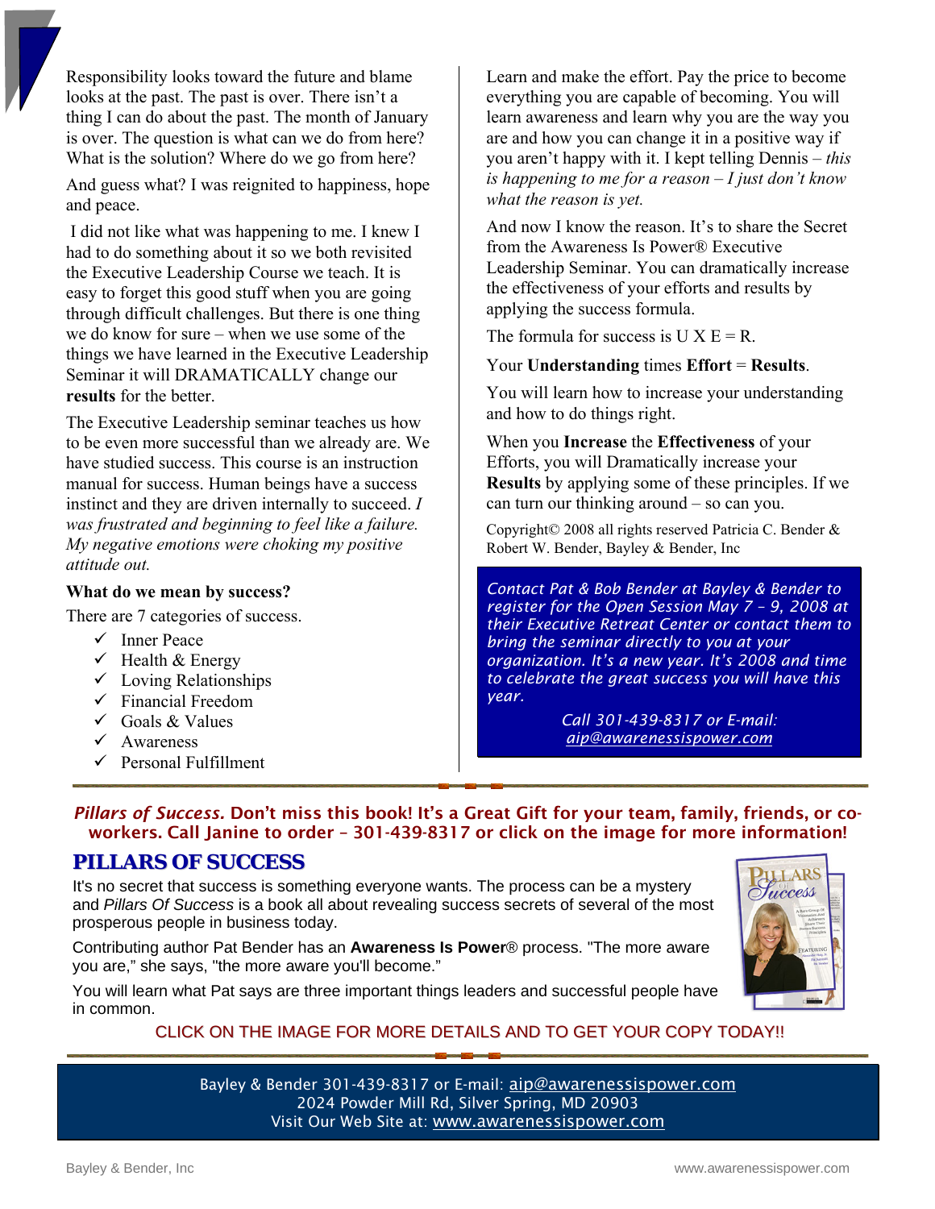Responsibility looks toward the future and blame looks at the past. The past is over. There isn't a thing I can do about the past. The month of January is over. The question is what can we do from here? What is the solution? Where do we go from here?

And guess what? I was reignited to happiness, hope and peace.

I did not like what was happening to me. I knew I had to do something about it so we both revisited the Executive Leadership Course we teach. It is easy to forget this good stuff when you are going through difficult challenges. But there is one thing we do know for sure – when we use some of the things we have learned in the Executive Leadership Seminar it will DRAMATICALLY change our **results** for the better.

The Executive Leadership seminar teaches us how to be even more successful than we already are. We have studied success. This course is an instruction manual for success. Human beings have a success instinct and they are driven internally to succeed. *I was frustrated and beginning to feel like a failure. My negative emotions were choking my positive attitude out.*

**What do we mean by success?**

There are 7 categories of success.

- ✓ Inner Peace
- ✓ Health & Energy
- ✓ Loving Relationships
- ✓ Financial Freedom
- ✓ Goals & Values
- ✓ Awareness
- ✓ Personal Fulfillment

Learn and make the effort. Pay the price to become everything you are capable of becoming. You will learn awareness and learn why you are the way you are and how you can change it in a positive way if you aren't happy with it. I kept telling Dennis – *this is happening to me for a reason – I just don't know what the reason is yet.*

And now I know the reason. It's to share the Secret from the Awareness Is Power® Executive Leadership Seminar. You can dramatically increase the effectiveness of your efforts and results by applying the success formula.

The formula for success is U X E = R.

Your **Understanding** times **Effort** = **Results**.

You will learn how to increase your understanding and how to do things right.

When you **Increase** the **Effectiveness** of your Efforts, you will Dramatically increase your **Results** by applying some of these principles. If we can turn our thinking around – so can you.

Copyright© 2008 all rights reserved Patricia C. Bender & Robert W. Bender, Bayley & Bender, Inc

*Contact Pat & Bob Bender at Bayley & Bender to register for the Open Session May 7 - 9, 2008 at their Executive Retreat Center or contact them to bring the seminar directly to you at your organization. It's a new year. It's 2008 and time to celebrate the great success you will have this year.*

*Call 301-439-8317 or E-mail: aip@awarenessispower.com*

***Pillars of Success.*** **Don't miss this book! It's a Great Gift for your team, family, friends, or co-workers. Call Janine to order – 301-439-8317 or click on the image for more information!**

## PILLARS OF SUCCESS

It's no secret that success is something everyone wants. The process can be a mystery and *Pillars Of Success* is a book all about revealing success secrets of several of the most prosperous people in business today.

Contributing author Pat Bender has an **Awareness Is Power**® process. "The more aware you are," she says, "the more aware you'll become."

You will learn what Pat says are three important things leaders and successful people have in common.

CLICK ON THE IMAGE FOR MORE DETAILS AND TO GET YOUR COPY TODAY!!

Bayley & Bender 301-439-8317 or E-mail: aip@awarenessispower.com
2024 Powder Mill Rd, Silver Spring, MD 20903
Visit Our Web Site at: www.awarenessispower.com